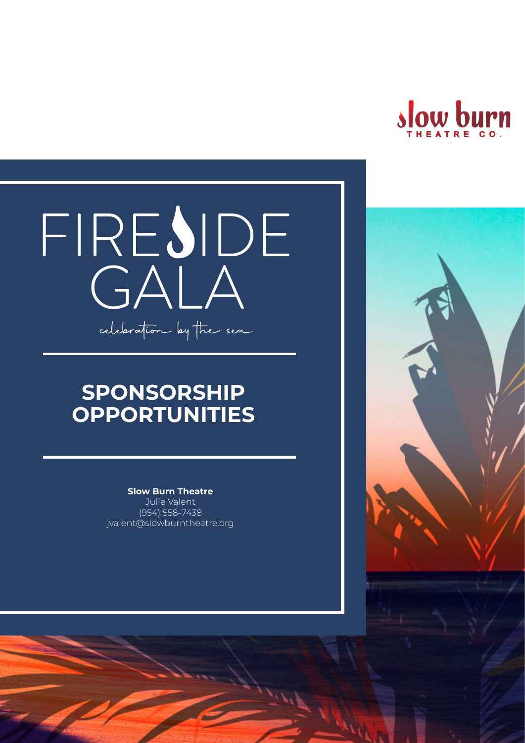slow burn
THEATRE CO.

# FIRESIDE GALA

celebration by the sea

## SPONSORSHIP OPPORTUNITIES

**Slow Burn Theatre**
Julie Valent
(954) 558-7438
jvalent@slowburntheatre.org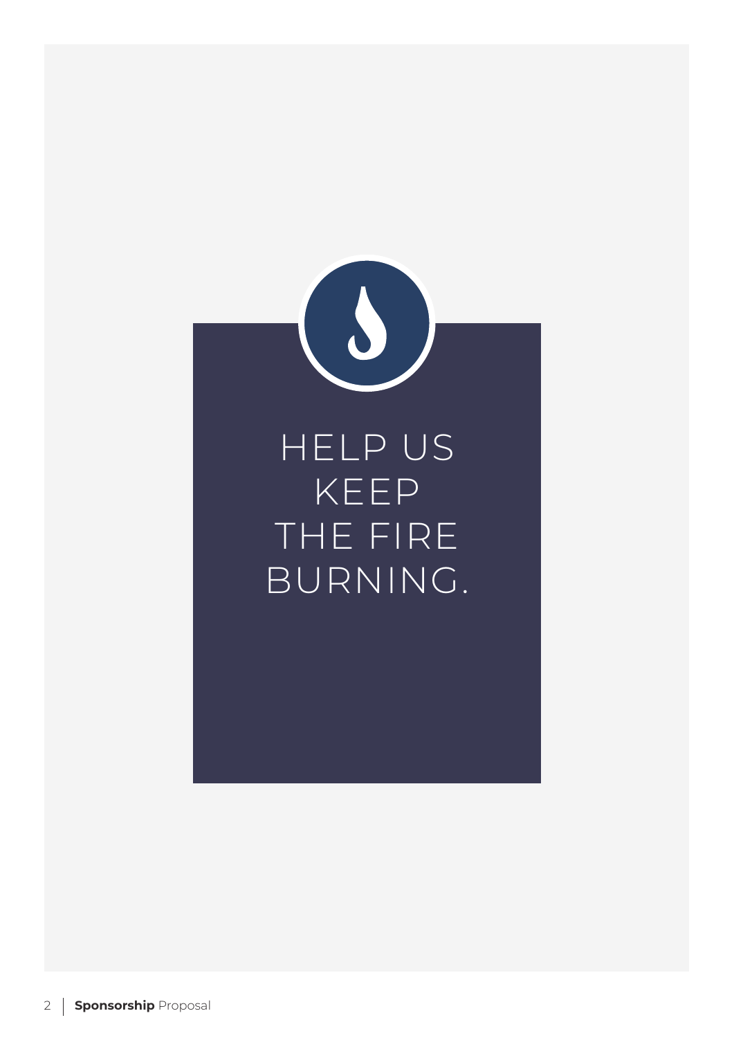# HELP US KEEP THE FIRE BURNING.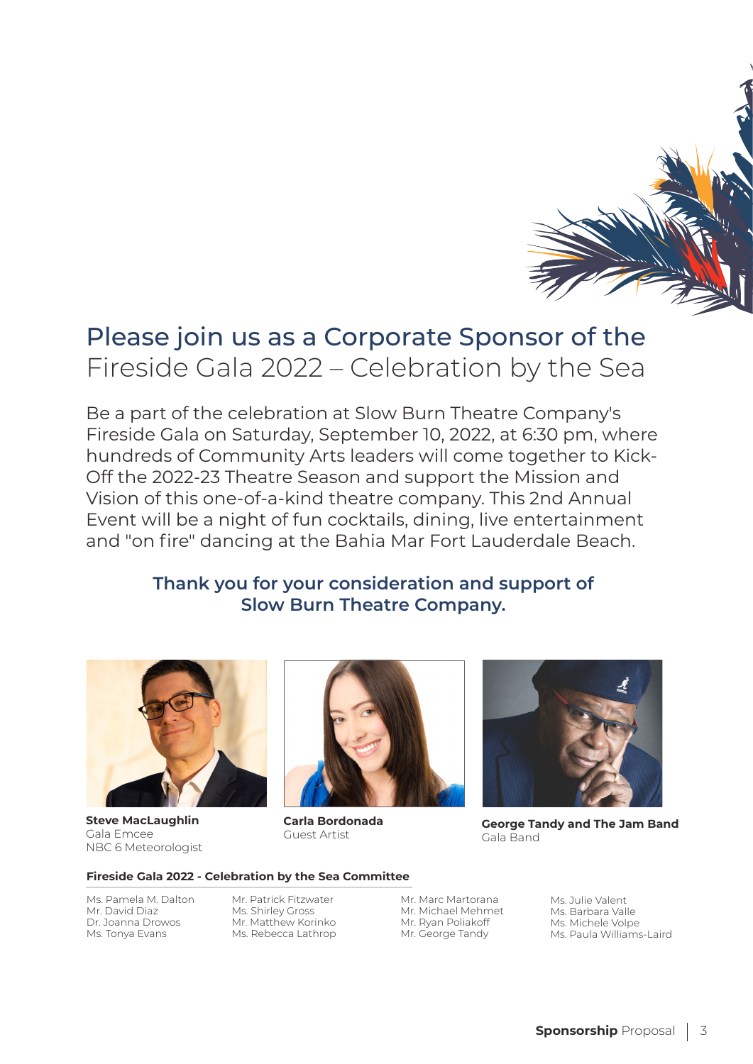# Please join us as a Corporate Sponsor of the Fireside Gala 2022 – Celebration by the Sea

Be a part of the celebration at Slow Burn Theatre Company's Fireside Gala on Saturday, September 10, 2022, at 6:30 pm, where hundreds of Community Arts leaders will come together to Kick-Off the 2022-23 Theatre Season and support the Mission and Vision of this one-of-a-kind theatre company. This 2nd Annual Event will be a night of fun cocktails, dining, live entertainment and "on fire" dancing at the Bahia Mar Fort Lauderdale Beach.

**Thank you for your consideration and support of Slow Burn Theatre Company.**

**Steve MacLaughlin**
Gala Emcee
NBC 6 Meteorologist

**Carla Bordonada**
Guest Artist

**George Tandy and The Jam Band**
Gala Band

**Fireside Gala 2022 - Celebration by the Sea Committee**

Ms. Pamela M. Dalton
Mr. David Diaz
Dr. Joanna Drowos
Ms. Tonya Evans
Mr. Patrick Fitzwater
Ms. Shirley Gross
Mr. Matthew Korinko
Ms. Rebecca Lathrop
Mr. Marc Martorana
Mr. Michael Mehmet
Mr. Ryan Poliakoff
Mr. George Tandy
Ms. Julie Valent
Ms. Barbara Valle
Ms. Michele Volpe
Ms. Paula Williams-Laird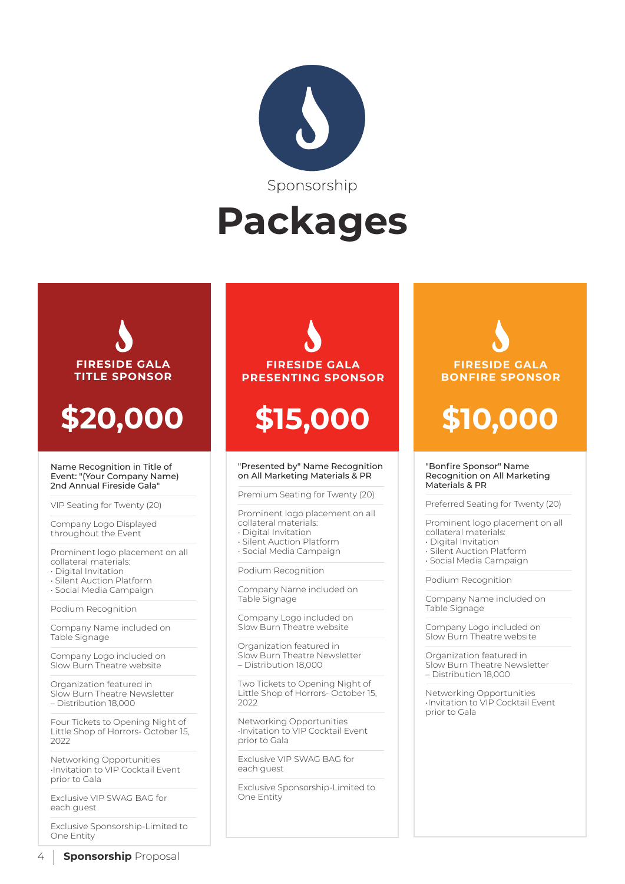Sponsorship

# Packages

## FIRESIDE GALA TITLE SPONSOR

### $20,000

- Name Recognition in Title of Event: "(Your Company Name) 2nd Annual Fireside Gala"
- VIP Seating for Twenty (20)
- Company Logo Displayed throughout the Event
- Prominent logo placement on all collateral materials:
  - Digital Invitation
  - Silent Auction Platform
  - Social Media Campaign
- Podium Recognition
- Company Name included on Table Signage
- Company Logo included on Slow Burn Theatre website
- Organization featured in Slow Burn Theatre Newsletter – Distribution 18,000
- Four Tickets to Opening Night of Little Shop of Horrors- October 15, 2022
- Networking Opportunities ·Invitation to VIP Cocktail Event prior to Gala
- Exclusive VIP SWAG BAG for each guest
- Exclusive Sponsorship-Limited to One Entity

## FIRESIDE GALA PRESENTING SPONSOR

### $15,000

- "Presented by" Name Recognition on All Marketing Materials & PR
- Premium Seating for Twenty (20)
- Prominent logo placement on all collateral materials:
  - Digital Invitation
  - Silent Auction Platform
  - Social Media Campaign
- Podium Recognition
- Company Name included on Table Signage
- Company Logo included on Slow Burn Theatre website
- Organization featured in Slow Burn Theatre Newsletter – Distribution 18,000
- Two Tickets to Opening Night of Little Shop of Horrors- October 15, 2022
- Networking Opportunities ·Invitation to VIP Cocktail Event prior to Gala
- Exclusive VIP SWAG BAG for each guest
- Exclusive Sponsorship-Limited to One Entity

## FIRESIDE GALA BONFIRE SPONSOR

### $10,000

- "Bonfire Sponsor" Name Recognition on All Marketing Materials & PR
- Preferred Seating for Twenty (20)
- Prominent logo placement on all collateral materials:
  - Digital Invitation
  - Silent Auction Platform
  - Social Media Campaign
- Podium Recognition
- Company Name included on Table Signage
- Company Logo included on Slow Burn Theatre website
- Organization featured in Slow Burn Theatre Newsletter – Distribution 18,000
- Networking Opportunities ·Invitation to VIP Cocktail Event prior to Gala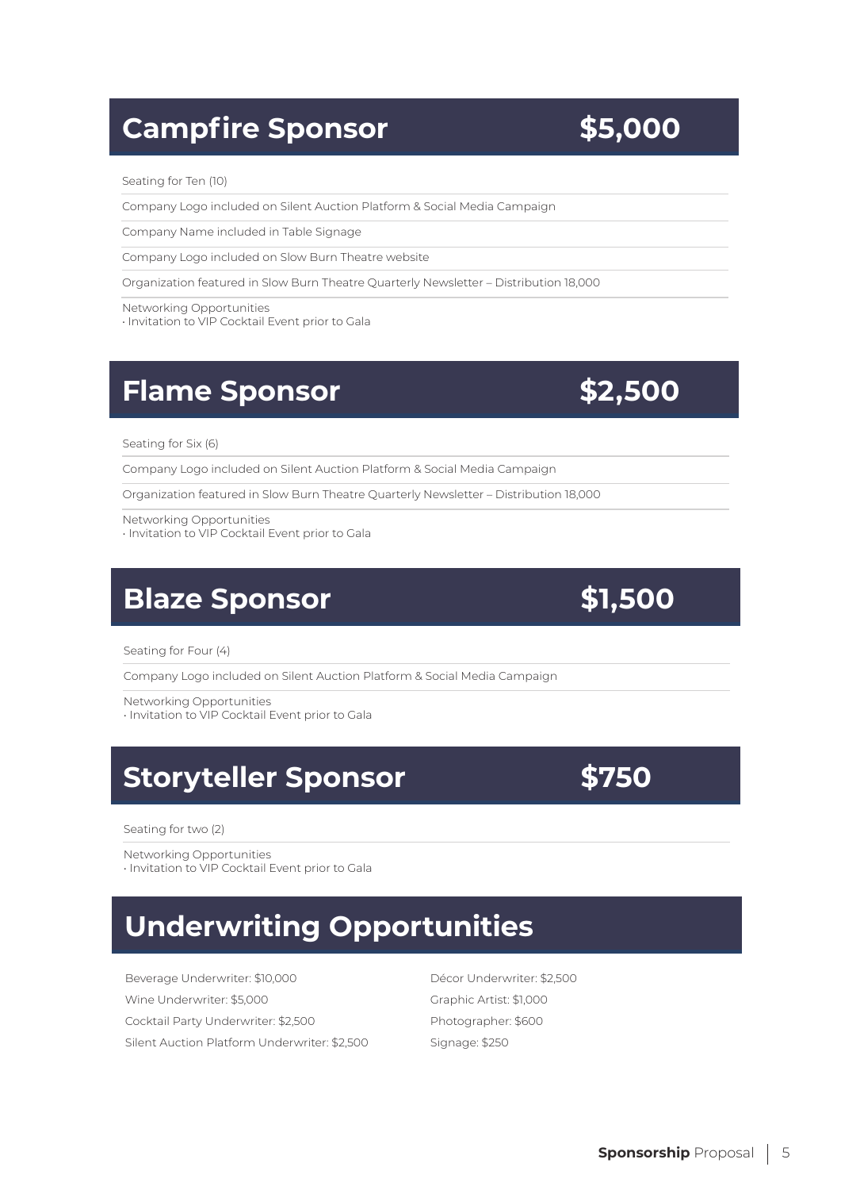## Campfire Sponsor — $5,000

Seating for Ten (10)

Company Logo included on Silent Auction Platform & Social Media Campaign

Company Name included in Table Signage

Company Logo included on Slow Burn Theatre website

Organization featured in Slow Burn Theatre Quarterly Newsletter – Distribution 18,000

Networking Opportunities
• Invitation to VIP Cocktail Event prior to Gala

## Flame Sponsor — $2,500

Seating for Six (6)

Company Logo included on Silent Auction Platform & Social Media Campaign

Organization featured in Slow Burn Theatre Quarterly Newsletter – Distribution 18,000

Networking Opportunities
• Invitation to VIP Cocktail Event prior to Gala

## Blaze Sponsor — $1,500

Seating for Four (4)

Company Logo included on Silent Auction Platform & Social Media Campaign

Networking Opportunities
• Invitation to VIP Cocktail Event prior to Gala

## Storyteller Sponsor — $750

Seating for two (2)

Networking Opportunities
• Invitation to VIP Cocktail Event prior to Gala

## Underwriting Opportunities

Beverage Underwriter: $10,000

Wine Underwriter: $5,000

Cocktail Party Underwriter: $2,500

Silent Auction Platform Underwriter: $2,500

Décor Underwriter: $2,500

Graphic Artist: $1,000

Photographer: $600

Signage: $250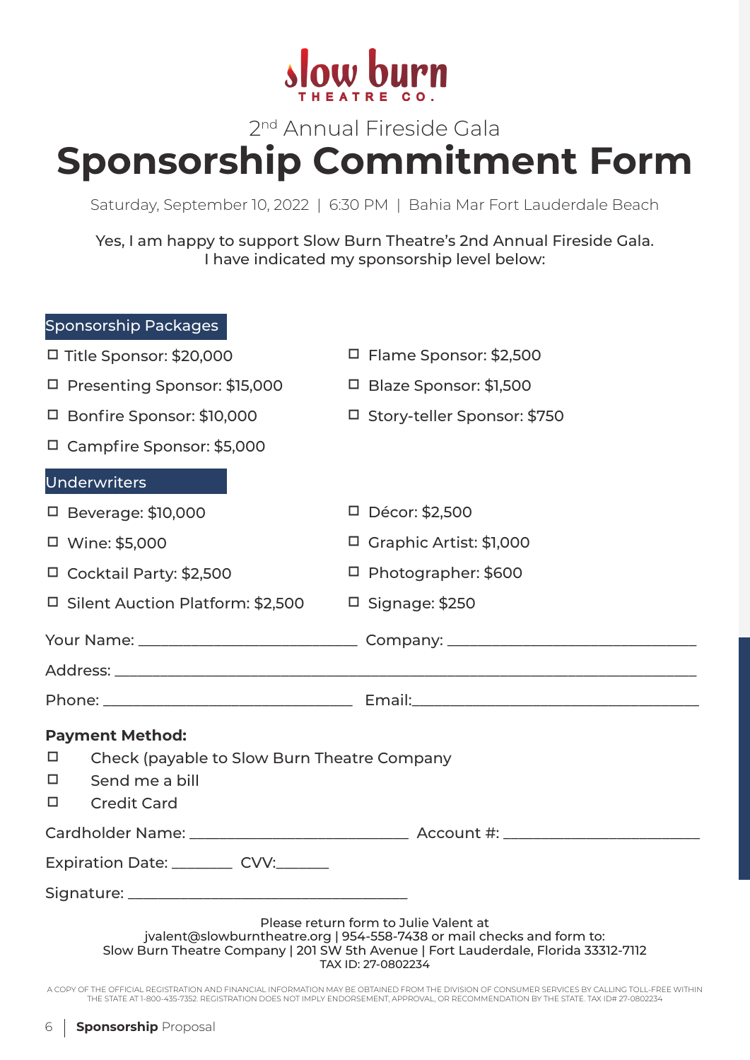# Slow Burn THEATRE CO.

2nd Annual Fireside Gala

# Sponsorship Commitment Form

Saturday, September 10, 2022 | 6:30 PM | Bahia Mar Fort Lauderdale Beach

Yes, I am happy to support Slow Burn Theatre's 2nd Annual Fireside Gala.
I have indicated my sponsorship level below:

## Sponsorship Packages

- ☐ Title Sponsor: $20,000
- ☐ Presenting Sponsor: $15,000
- ☐ Bonfire Sponsor: $10,000
- ☐ Campfire Sponsor: $5,000
- ☐ Flame Sponsor: $2,500
- ☐ Blaze Sponsor: $1,500
- ☐ Story-teller Sponsor: $750

## Underwriters

- ☐ Beverage: $10,000
- ☐ Wine: $5,000
- ☐ Cocktail Party: $2,500
- ☐ Silent Auction Platform: $2,500
- ☐ Décor: $2,500
- ☐ Graphic Artist: $1,000
- ☐ Photographer: $600
- ☐ Signage: $250

Your Name: ____________________________ Company: ____________________________

Address: ______________________________________________________________________

Phone: ____________________________ Email: ____________________________________

**Payment Method:**

- ☐ Check (payable to Slow Burn Theatre Company
- ☐ Send me a bill
- ☐ Credit Card

Cardholder Name: ____________________________ Account #: ______________________

Expiration Date: ________ CVV: _______

Signature: ___________________________________

Please return form to Julie Valent at
jvalent@slowburntheatre.org | 954-558-7438 or mail checks and form to:
Slow Burn Theatre Company | 201 SW 5th Avenue | Fort Lauderdale, Florida 33312-7112
TAX ID: 27-0802234

A COPY OF THE OFFICIAL REGISTRATION AND FINANCIAL INFORMATION MAY BE OBTAINED FROM THE DIVISION OF CONSUMER SERVICES BY CALLING TOLL-FREE WITHIN THE STATE AT 1-800-435-7352. REGISTRATION DOES NOT IMPLY ENDORSEMENT, APPROVAL, OR RECOMMENDATION BY THE STATE. TAX ID# 27-0802234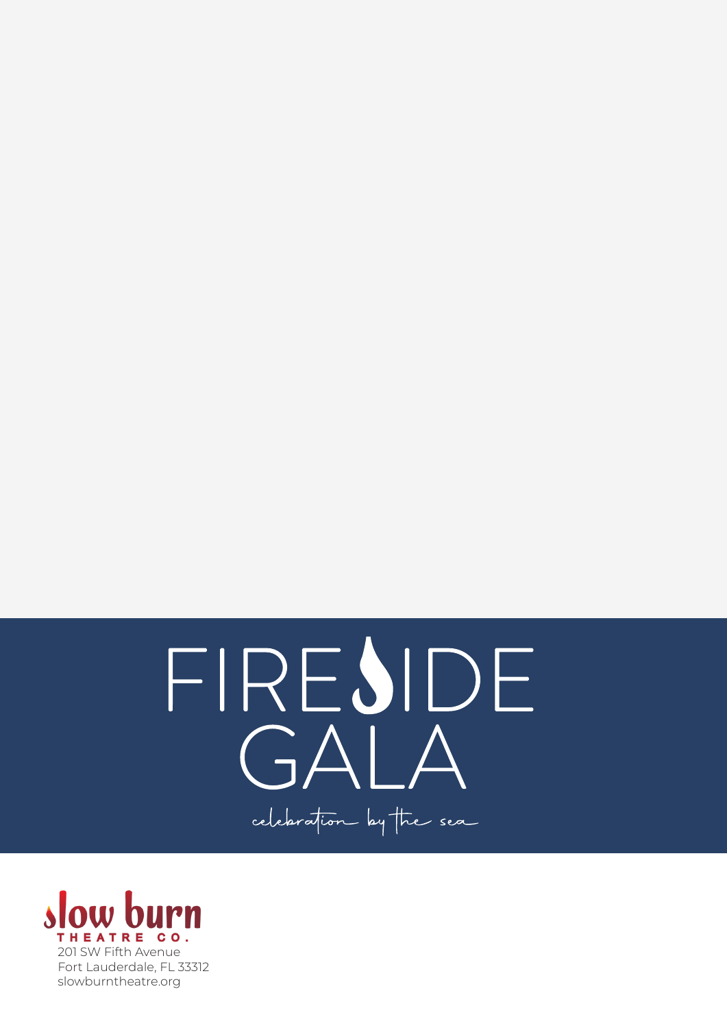# FIRESIDE GALA

celebration by the sea

slow burn THEATRE CO.

201 SW Fifth Avenue
Fort Lauderdale, FL 33312
slowburntheatre.org